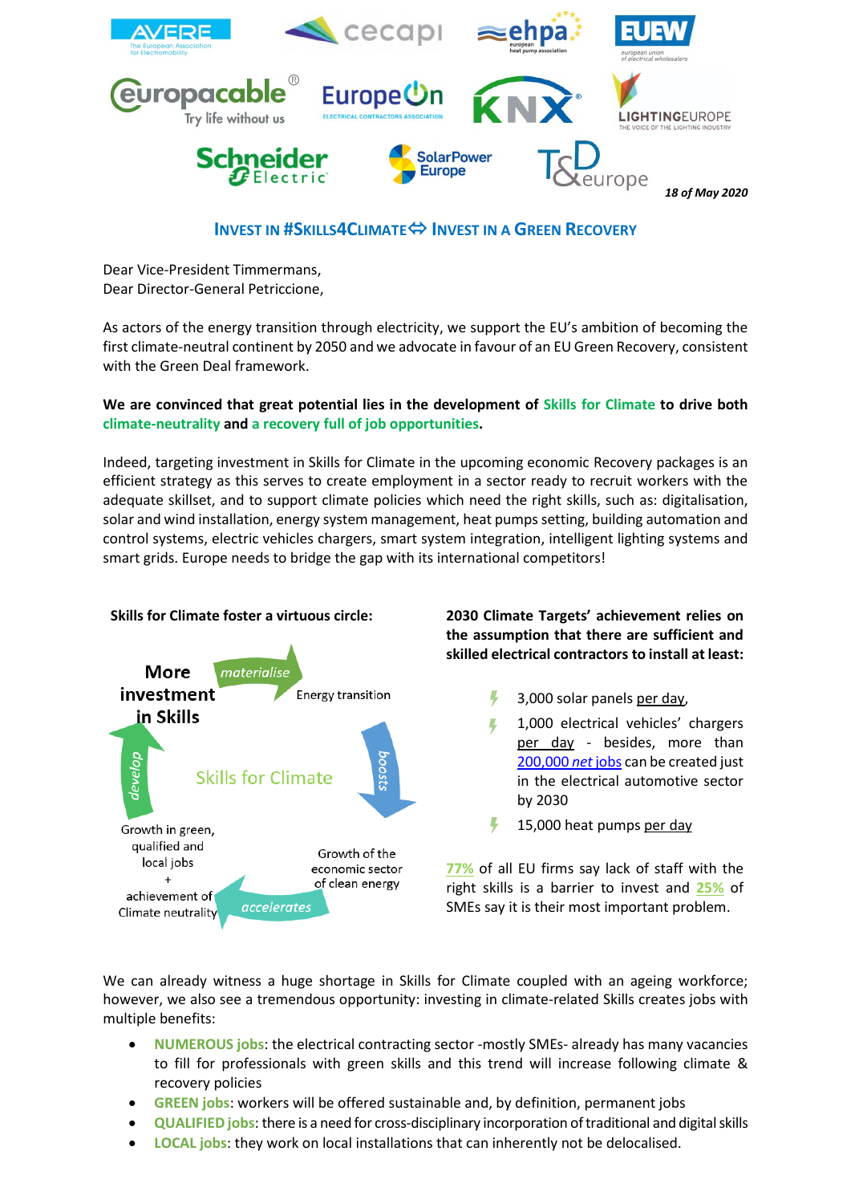18 of May 2020

## INVEST IN #SKILLS4CLIMATE ⇔ INVEST IN A GREEN RECOVERY

Dear Vice-President Timmermans,
Dear Director-General Petriccione,

As actors of the energy transition through electricity, we support the EU's ambition of becoming the first climate-neutral continent by 2050 and we advocate in favour of an EU Green Recovery, consistent with the Green Deal framework.

**We are convinced that great potential lies in the development of Skills for Climate to drive both climate-neutrality and a recovery full of job opportunities.**

Indeed, targeting investment in Skills for Climate in the upcoming economic Recovery packages is an efficient strategy as this serves to create employment in a sector ready to recruit workers with the adequate skillset, and to support climate policies which need the right skills, such as: digitalisation, solar and wind installation, energy system management, heat pumps setting, building automation and control systems, electric vehicles chargers, smart system integration, intelligent lighting systems and smart grids. Europe needs to bridge the gap with its international competitors!

**Skills for Climate foster a virtuous circle:**

Skills for Climate

- More investment in Skills → *materialise* → Energy transition
- Energy transition → *boosts* → Growth of the economic sector of clean energy
- Growth of the economic sector of clean energy → *accelerates* → Growth in green, qualified and local jobs + achievement of Climate neutrality
- Growth in green, qualified and local jobs + achievement of Climate neutrality → *develop* → More investment in Skills

**2030 Climate Targets' achievement relies on the assumption that there are sufficient and skilled electrical contractors to install at least:**

- 3,000 solar panels per day,
- 1,000 electrical vehicles' chargers per day - besides, more than 200,000 *net* jobs can be created just in the electrical automotive sector by 2030
- 15,000 heat pumps per day

77% of all EU firms say lack of staff with the right skills is a barrier to invest and 25% of SMEs say it is their most important problem.

We can already witness a huge shortage in Skills for Climate coupled with an ageing workforce; however, we also see a tremendous opportunity: investing in climate-related Skills creates jobs with multiple benefits:

- **NUMEROUS jobs**: the electrical contracting sector -mostly SMEs- already has many vacancies to fill for professionals with green skills and this trend will increase following climate & recovery policies
- **GREEN jobs**: workers will be offered sustainable and, by definition, permanent jobs
- **QUALIFIED jobs**: there is a need for cross-disciplinary incorporation of traditional and digital skills
- **LOCAL jobs**: they work on local installations that can inherently not be delocalised.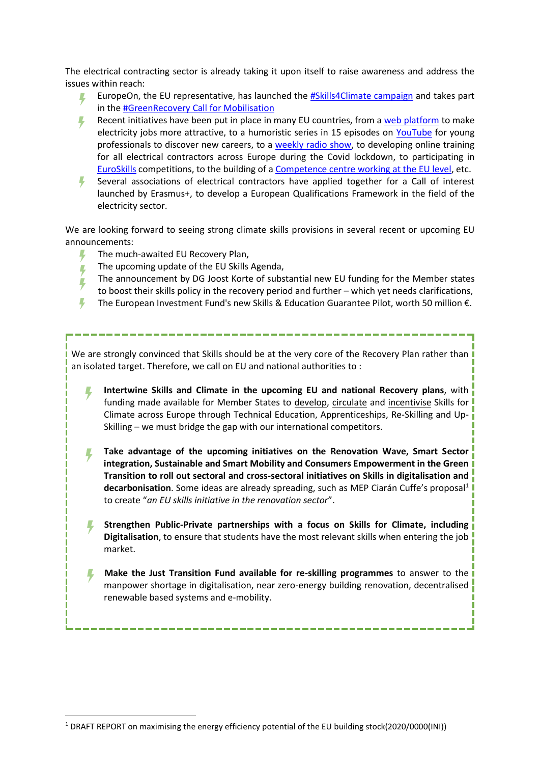The electrical contracting sector is already taking it upon itself to raise awareness and address the issues within reach:

- EuropeOn, the EU representative, has launched the #Skills4Climate campaign and takes part in the #GreenRecovery Call for Mobilisation
- Recent initiatives have been put in place in many EU countries, from a web platform to make electricity jobs more attractive, to a humoristic series in 15 episodes on YouTube for young professionals to discover new careers, to a weekly radio show, to developing online training for all electrical contractors across Europe during the Covid lockdown, to participating in EuroSkills competitions, to the building of a Competence centre working at the EU level, etc.
- Several associations of electrical contractors have applied together for a Call of interest launched by Erasmus+, to develop a European Qualifications Framework in the field of the electricity sector.

We are looking forward to seeing strong climate skills provisions in several recent or upcoming EU announcements:

- The much-awaited EU Recovery Plan,
- The upcoming update of the EU Skills Agenda,
- The announcement by DG Joost Korte of substantial new EU funding for the Member states to boost their skills policy in the recovery period and further – which yet needs clarifications,
- The European Investment Fund's new Skills & Education Guarantee Pilot, worth 50 million €.

We are strongly convinced that Skills should be at the very core of the Recovery Plan rather than an isolated target. Therefore, we call on EU and national authorities to :

- **Intertwine Skills and Climate in the upcoming EU and national Recovery plans**, with funding made available for Member States to develop, circulate and incentivise Skills for Climate across Europe through Technical Education, Apprenticeships, Re-Skilling and Up-Skilling – we must bridge the gap with our international competitors.

- **Take advantage of the upcoming initiatives on the Renovation Wave, Smart Sector integration, Sustainable and Smart Mobility and Consumers Empowerment in the Green Transition to roll out sectoral and cross-sectoral initiatives on Skills in digitalisation and decarbonisation**. Some ideas are already spreading, such as MEP Ciarán Cuffe's proposal[1] to create "*an EU skills initiative in the renovation sector*".

- **Strengthen Public-Private partnerships with a focus on Skills for Climate, including Digitalisation**, to ensure that students have the most relevant skills when entering the job market.

- **Make the Just Transition Fund available for re-skilling programmes** to answer to the manpower shortage in digitalisation, near zero-energy building renovation, decentralised renewable based systems and e-mobility.

[1] DRAFT REPORT on maximising the energy efficiency potential of the EU building stock(2020/0000(INI))